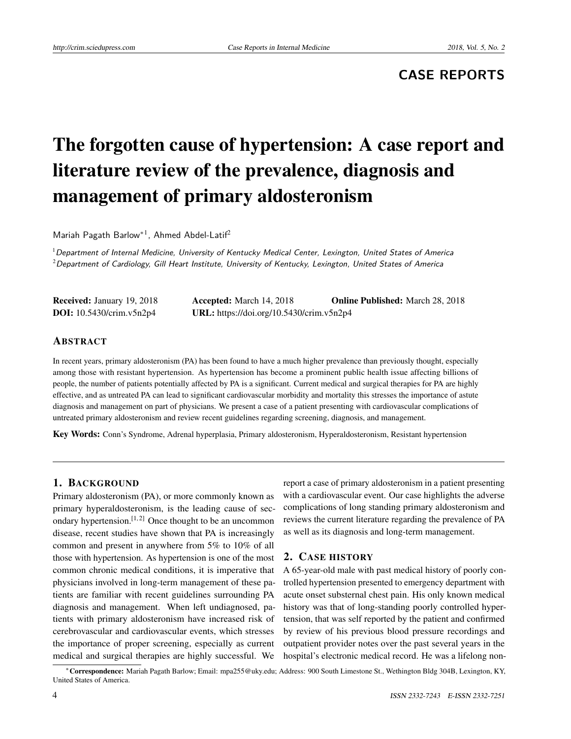**CASE REPORTS**

# The forgotten cause of hypertension: A case report and literature review of the prevalence, diagnosis and management of primary aldosteronism

Mariah Pagath Barlow*[1], Ahmed Abdel-Latif[2]

[1] *Department of Internal Medicine, University of Kentucky Medical Center, Lexington, United States of America*
[2] *Department of Cardiology, Gill Heart Institute, University of Kentucky, Lexington, United States of America*

**Received:** January 19, 2018 **Accepted:** March 14, 2018 **Online Published:** March 28, 2018
**DOI:** 10.5430/crim.v5n2p4 **URL:** https://doi.org/10.5430/crim.v5n2p4

## ABSTRACT

In recent years, primary aldosteronism (PA) has been found to have a much higher prevalence than previously thought, especially among those with resistant hypertension. As hypertension has become a prominent public health issue affecting billions of people, the number of patients potentially affected by PA is a significant. Current medical and surgical therapies for PA are highly effective, and as untreated PA can lead to significant cardiovascular morbidity and mortality this stresses the importance of astute diagnosis and management on part of physicians. We present a case of a patient presenting with cardiovascular complications of untreated primary aldosteronism and review recent guidelines regarding screening, diagnosis, and management.

**Key Words:** Conn's Syndrome, Adrenal hyperplasia, Primary aldosteronism, Hyperaldosteronism, Resistant hypertension

## 1. BACKGROUND

Primary aldosteronism (PA), or more commonly known as primary hyperaldosteronism, is the leading cause of secondary hypertension.[1,2] Once thought to be an uncommon disease, recent studies have shown that PA is increasingly common and present in anywhere from 5% to 10% of all those with hypertension. As hypertension is one of the most common chronic medical conditions, it is imperative that physicians involved in long-term management of these patients are familiar with recent guidelines surrounding PA diagnosis and management. When left undiagnosed, patients with primary aldosteronism have increased risk of cerebrovascular and cardiovascular events, which stresses the importance of proper screening, especially as current medical and surgical therapies are highly successful. We report a case of primary aldosteronism in a patient presenting with a cardiovascular event. Our case highlights the adverse complications of long standing primary aldosteronism and reviews the current literature regarding the prevalence of PA as well as its diagnosis and long-term management.

## 2. CASE HISTORY

A 65-year-old male with past medical history of poorly controlled hypertension presented to emergency department with acute onset substernal chest pain. His only known medical history was that of long-standing poorly controlled hypertension, that was self reported by the patient and confirmed by review of his previous blood pressure recordings and outpatient provider notes over the past several years in the hospital's electronic medical record. He was a lifelong non-

*Correspondence: Mariah Pagath Barlow; Email: mpa255@uky.edu; Address: 900 South Limestone St., Wethington Bldg 304B, Lexington, KY, United States of America.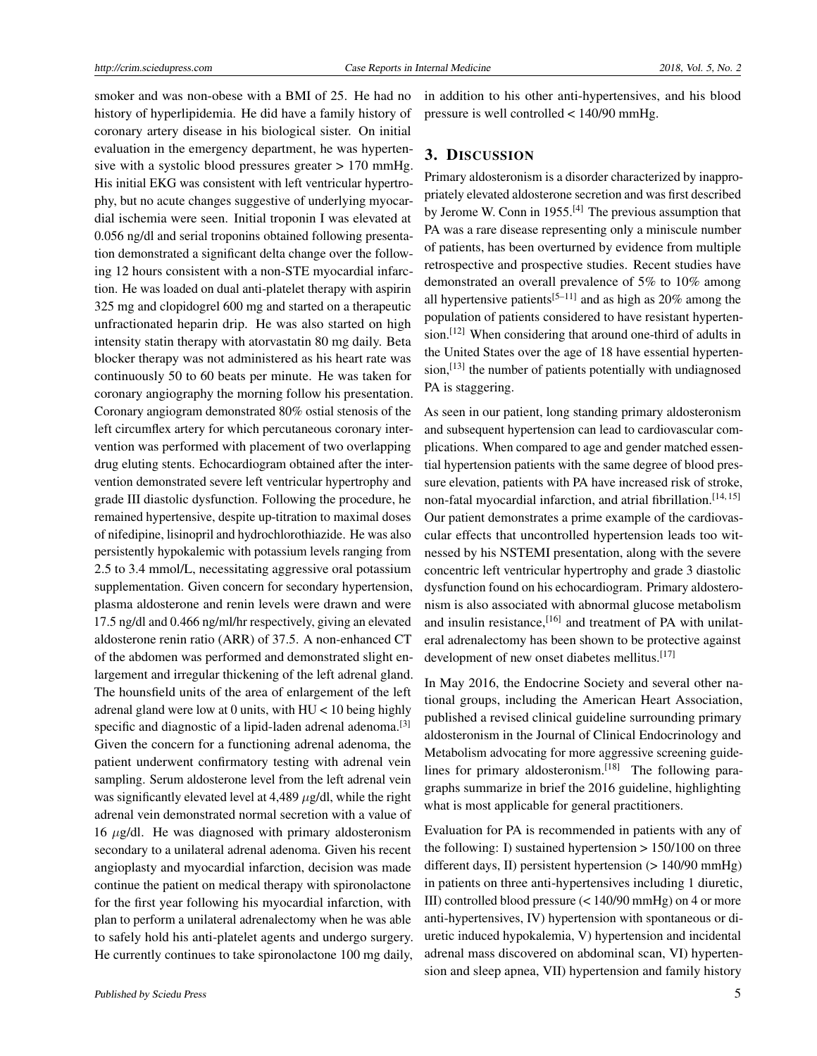smoker and was non-obese with a BMI of 25. He had no history of hyperlipidemia. He did have a family history of coronary artery disease in his biological sister. On initial evaluation in the emergency department, he was hypertensive with a systolic blood pressures greater > 170 mmHg. His initial EKG was consistent with left ventricular hypertrophy, but no acute changes suggestive of underlying myocardial ischemia were seen. Initial troponin I was elevated at 0.056 ng/dl and serial troponins obtained following presentation demonstrated a significant delta change over the following 12 hours consistent with a non-STE myocardial infarction. He was loaded on dual anti-platelet therapy with aspirin 325 mg and clopidogrel 600 mg and started on a therapeutic unfractionated heparin drip. He was also started on high intensity statin therapy with atorvastatin 80 mg daily. Beta blocker therapy was not administered as his heart rate was continuously 50 to 60 beats per minute. He was taken for coronary angiography the morning follow his presentation. Coronary angiogram demonstrated 80% ostial stenosis of the left circumflex artery for which percutaneous coronary intervention was performed with placement of two overlapping drug eluting stents. Echocardiogram obtained after the intervention demonstrated severe left ventricular hypertrophy and grade III diastolic dysfunction. Following the procedure, he remained hypertensive, despite up-titration to maximal doses of nifedipine, lisinopril and hydrochlorothiazide. He was also persistently hypokalemic with potassium levels ranging from 2.5 to 3.4 mmol/L, necessitating aggressive oral potassium supplementation. Given concern for secondary hypertension, plasma aldosterone and renin levels were drawn and were 17.5 ng/dl and 0.466 ng/ml/hr respectively, giving an elevated aldosterone renin ratio (ARR) of 37.5. A non-enhanced CT of the abdomen was performed and demonstrated slight enlargement and irregular thickening of the left adrenal gland. The hounsfield units of the area of enlargement of the left adrenal gland were low at 0 units, with HU < 10 being highly specific and diagnostic of a lipid-laden adrenal adenoma.[3] Given the concern for a functioning adrenal adenoma, the patient underwent confirmatory testing with adrenal vein sampling. Serum aldosterone level from the left adrenal vein was significantly elevated level at 4,489 $\mu$g/dl, while the right adrenal vein demonstrated normal secretion with a value of 16 $\mu$g/dl. He was diagnosed with primary aldosteronism secondary to a unilateral adrenal adenoma. Given his recent angioplasty and myocardial infarction, decision was made continue the patient on medical therapy with spironolactone for the first year following his myocardial infarction, with plan to perform a unilateral adrenalectomy when he was able to safely hold his anti-platelet agents and undergo surgery. He currently continues to take spironolactone 100 mg daily, in addition to his other anti-hypertensives, and his blood pressure is well controlled < 140/90 mmHg.

## 3. Discussion

Primary aldosteronism is a disorder characterized by inappropriately elevated aldosterone secretion and was first described by Jerome W. Conn in 1955.[4] The previous assumption that PA was a rare disease representing only a miniscule number of patients, has been overturned by evidence from multiple retrospective and prospective studies. Recent studies have demonstrated an overall prevalence of 5% to 10% among all hypertensive patients[5–11] and as high as 20% among the population of patients considered to have resistant hypertension.[12] When considering that around one-third of adults in the United States over the age of 18 have essential hypertension,[13] the number of patients potentially with undiagnosed PA is staggering.

As seen in our patient, long standing primary aldosteronism and subsequent hypertension can lead to cardiovascular complications. When compared to age and gender matched essential hypertension patients with the same degree of blood pressure elevation, patients with PA have increased risk of stroke, non-fatal myocardial infarction, and atrial fibrillation.[14, 15] Our patient demonstrates a prime example of the cardiovascular effects that uncontrolled hypertension leads too witnessed by his NSTEMI presentation, along with the severe concentric left ventricular hypertrophy and grade 3 diastolic dysfunction found on his echocardiogram. Primary aldosteronism is also associated with abnormal glucose metabolism and insulin resistance,[16] and treatment of PA with unilateral adrenalectomy has been shown to be protective against development of new onset diabetes mellitus.[17]

In May 2016, the Endocrine Society and several other national groups, including the American Heart Association, published a revised clinical guideline surrounding primary aldosteronism in the Journal of Clinical Endocrinology and Metabolism advocating for more aggressive screening guidelines for primary aldosteronism.[18] The following paragraphs summarize in brief the 2016 guideline, highlighting what is most applicable for general practitioners.

Evaluation for PA is recommended in patients with any of the following: I) sustained hypertension > 150/100 on three different days, II) persistent hypertension (> 140/90 mmHg) in patients on three anti-hypertensives including 1 diuretic, III) controlled blood pressure (< 140/90 mmHg) on 4 or more anti-hypertensives, IV) hypertension with spontaneous or diuretic induced hypokalemia, V) hypertension and incidental adrenal mass discovered on abdominal scan, VI) hypertension and sleep apnea, VII) hypertension and family history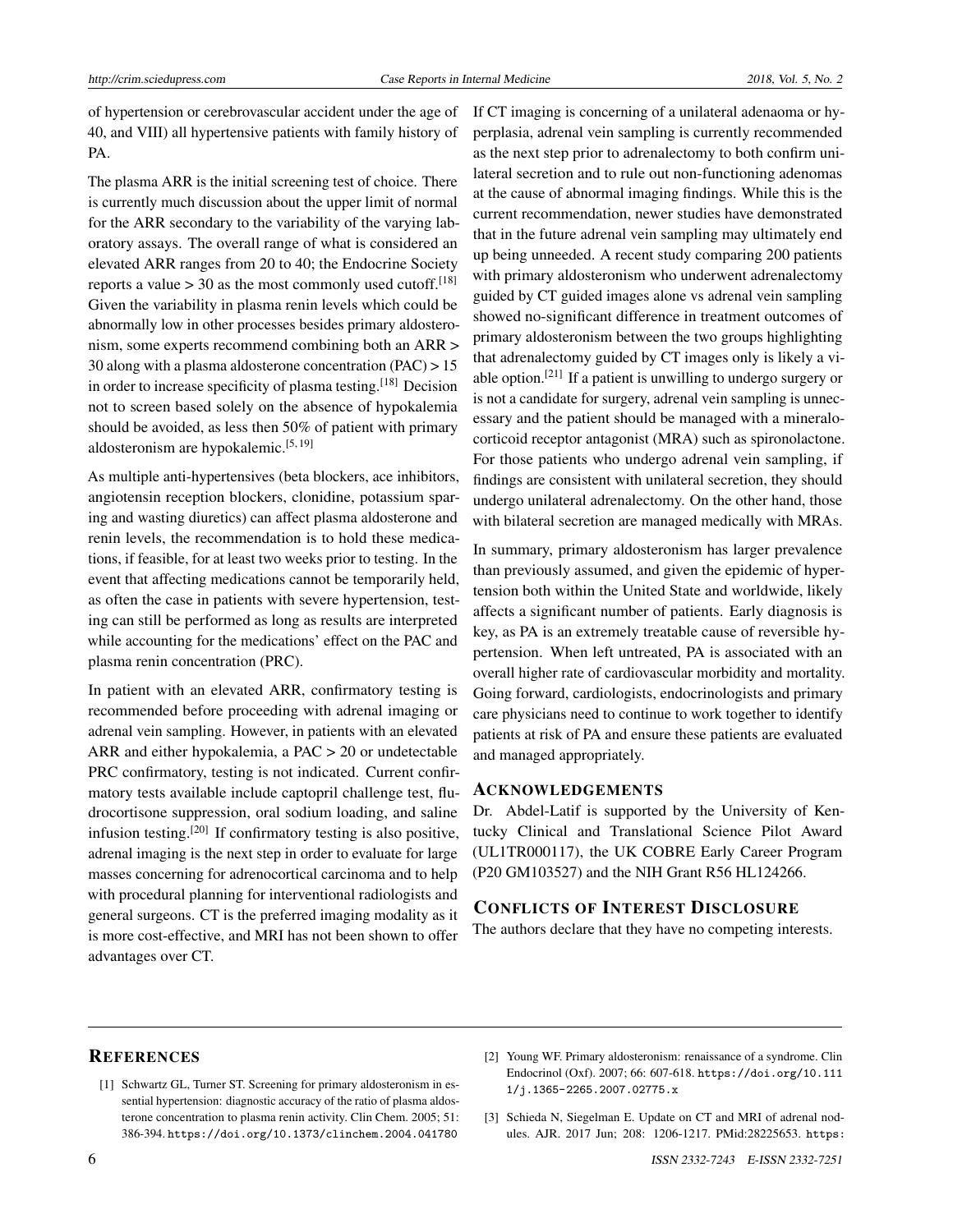of hypertension or cerebrovascular accident under the age of 40, and VIII) all hypertensive patients with family history of PA.

The plasma ARR is the initial screening test of choice. There is currently much discussion about the upper limit of normal for the ARR secondary to the variability of the varying laboratory assays. The overall range of what is considered an elevated ARR ranges from 20 to 40; the Endocrine Society reports a value > 30 as the most commonly used cutoff.[18] Given the variability in plasma renin levels which could be abnormally low in other processes besides primary aldosteronism, some experts recommend combining both an ARR > 30 along with a plasma aldosterone concentration (PAC) > 15 in order to increase specificity of plasma testing.[18] Decision not to screen based solely on the absence of hypokalemia should be avoided, as less then 50% of patient with primary aldosteronism are hypokalemic.[5,19]

As multiple anti-hypertensives (beta blockers, ace inhibitors, angiotensin reception blockers, clonidine, potassium sparing and wasting diuretics) can affect plasma aldosterone and renin levels, the recommendation is to hold these medications, if feasible, for at least two weeks prior to testing. In the event that affecting medications cannot be temporarily held, as often the case in patients with severe hypertension, testing can still be performed as long as results are interpreted while accounting for the medications' effect on the PAC and plasma renin concentration (PRC).

In patient with an elevated ARR, confirmatory testing is recommended before proceeding with adrenal imaging or adrenal vein sampling. However, in patients with an elevated ARR and either hypokalemia, a PAC > 20 or undetectable PRC confirmatory, testing is not indicated. Current confirmatory tests available include captopril challenge test, fludrocortisone suppression, oral sodium loading, and saline infusion testing.[20] If confirmatory testing is also positive, adrenal imaging is the next step in order to evaluate for large masses concerning for adrenocortical carcinoma and to help with procedural planning for interventional radiologists and general surgeons. CT is the preferred imaging modality as it is more cost-effective, and MRI has not been shown to offer advantages over CT.

If CT imaging is concerning of a unilateral adenaoma or hyperplasia, adrenal vein sampling is currently recommended as the next step prior to adrenalectomy to both confirm unilateral secretion and to rule out non-functioning adenomas at the cause of abnormal imaging findings. While this is the current recommendation, newer studies have demonstrated that in the future adrenal vein sampling may ultimately end up being unneeded. A recent study comparing 200 patients with primary aldosteronism who underwent adrenalectomy guided by CT guided images alone vs adrenal vein sampling showed no-significant difference in treatment outcomes of primary aldosteronism between the two groups highlighting that adrenalectomy guided by CT images only is likely a viable option.[21] If a patient is unwilling to undergo surgery or is not a candidate for surgery, adrenal vein sampling is unnecessary and the patient should be managed with a mineralocorticoid receptor antagonist (MRA) such as spironolactone. For those patients who undergo adrenal vein sampling, if findings are consistent with unilateral secretion, they should undergo unilateral adrenalectomy. On the other hand, those with bilateral secretion are managed medically with MRAs.

In summary, primary aldosteronism has larger prevalence than previously assumed, and given the epidemic of hypertension both within the United State and worldwide, likely affects a significant number of patients. Early diagnosis is key, as PA is an extremely treatable cause of reversible hypertension. When left untreated, PA is associated with an overall higher rate of cardiovascular morbidity and mortality. Going forward, cardiologists, endocrinologists and primary care physicians need to continue to work together to identify patients at risk of PA and ensure these patients are evaluated and managed appropriately.

## Acknowledgements

Dr. Abdel-Latif is supported by the University of Kentucky Clinical and Translational Science Pilot Award (UL1TR000117), the UK COBRE Early Career Program (P20 GM103527) and the NIH Grant R56 HL124266.

## Conflicts of Interest Disclosure

The authors declare that they have no competing interests.

## References

[1] Schwartz GL, Turner ST. Screening for primary aldosteronism in essential hypertension: diagnostic accuracy of the ratio of plasma aldosterone concentration to plasma renin activity. Clin Chem. 2005; 51: 386-394. https://doi.org/10.1373/clinchem.2004.041780

[2] Young WF. Primary aldosteronism: renaissance of a syndrome. Clin Endocrinol (Oxf). 2007; 66: 607-618. https://doi.org/10.1111/j.1365-2265.2007.02775.x

[3] Schieda N, Siegelman E. Update on CT and MRI of adrenal nodules. AJR. 2017 Jun; 208: 1206-1217. PMid:28225653. https: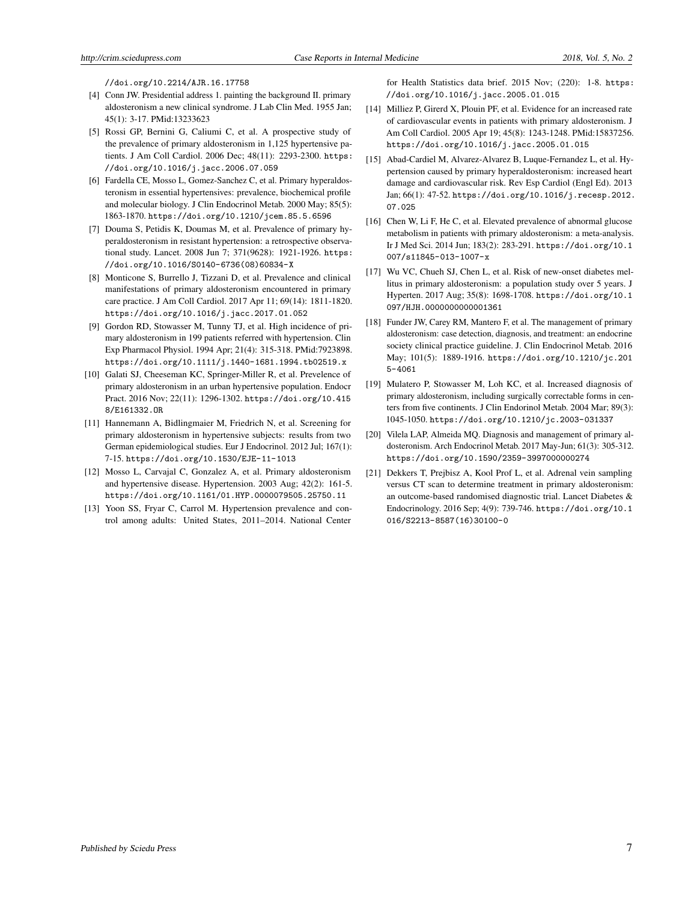//doi.org/10.2214/AJR.16.17758

[4] Conn JW. Presidential address 1. painting the background II. primary aldosteronism a new clinical syndrome. J Lab Clin Med. 1955 Jan; 45(1): 3-17. PMid:13233623

[5] Rossi GP, Bernini G, Caliumi C, et al. A prospective study of the prevalence of primary aldosteronism in 1,125 hypertensive patients. J Am Coll Cardiol. 2006 Dec; 48(11): 2293-2300. https://doi.org/10.1016/j.jacc.2006.07.059

[6] Fardella CE, Mosso L, Gomez-Sanchez C, et al. Primary hyperaldosteronism in essential hypertensives: prevalence, biochemical profile and molecular biology. J Clin Endocrinol Metab. 2000 May; 85(5): 1863-1870. https://doi.org/10.1210/jcem.85.5.6596

[7] Douma S, Petidis K, Doumas M, et al. Prevalence of primary hyperaldosteronism in resistant hypertension: a retrospective observational study. Lancet. 2008 Jun 7; 371(9628): 1921-1926. https://doi.org/10.1016/S0140-6736(08)60834-X

[8] Monticone S, Burrello J, Tizzani D, et al. Prevalence and clinical manifestations of primary aldosteronism encountered in primary care practice. J Am Coll Cardiol. 2017 Apr 11; 69(14): 1811-1820. https://doi.org/10.1016/j.jacc.2017.01.052

[9] Gordon RD, Stowasser M, Tunny TJ, et al. High incidence of primary aldosteronism in 199 patients referred with hypertension. Clin Exp Pharmacol Physiol. 1994 Apr; 21(4): 315-318. PMid:7923898. https://doi.org/10.1111/j.1440-1681.1994.tb02519.x

[10] Galati SJ, Cheeseman KC, Springer-Miller R, et al. Prevelence of primary aldosteronism in an urban hypertensive population. Endocr Pract. 2016 Nov; 22(11): 1296-1302. https://doi.org/10.4158/E161332.OR

[11] Hannemann A, Bidlingmaier M, Friedrich N, et al. Screening for primary aldosteronism in hypertensive subjects: results from two German epidemiological studies. Eur J Endocrinol. 2012 Jul; 167(1): 7-15. https://doi.org/10.1530/EJE-11-1013

[12] Mosso L, Carvajal C, Gonzalez A, et al. Primary aldosteronism and hypertensive disease. Hypertension. 2003 Aug; 42(2): 161-5. https://doi.org/10.1161/01.HYP.0000079505.25750.11

[13] Yoon SS, Fryar C, Carrol M. Hypertension prevalence and control among adults: United States, 2011–2014. National Center for Health Statistics data brief. 2015 Nov; (220): 1-8. https://doi.org/10.1016/j.jacc.2005.01.015

[14] Milliez P, Girerd X, Plouin PF, et al. Evidence for an increased rate of cardiovascular events in patients with primary aldosteronism. J Am Coll Cardiol. 2005 Apr 19; 45(8): 1243-1248. PMid:15837256. https://doi.org/10.1016/j.jacc.2005.01.015

[15] Abad-Cardiel M, Alvarez-Alvarez B, Luque-Fernandez L, et al. Hypertension caused by primary hyperaldosteronism: increased heart damage and cardiovascular risk. Rev Esp Cardiol (Engl Ed). 2013 Jan; 66(1): 47-52. https://doi.org/10.1016/j.recesp.2012.07.025

[16] Chen W, Li F, He C, et al. Elevated prevalence of abnormal glucose metabolism in patients with primary aldosteronism: a meta-analysis. Ir J Med Sci. 2014 Jun; 183(2): 283-291. https://doi.org/10.1007/s11845-013-1007-x

[17] Wu VC, Chueh SJ, Chen L, et al. Risk of new-onset diabetes mellitus in primary aldosteronism: a population study over 5 years. J Hyperten. 2017 Aug; 35(8): 1698-1708. https://doi.org/10.1097/HJH.0000000000001361

[18] Funder JW, Carey RM, Mantero F, et al. The management of primary aldosteronism: case detection, diagnosis, and treatment: an endocrine society clinical practice guideline. J. Clin Endocrinol Metab. 2016 May; 101(5): 1889-1916. https://doi.org/10.1210/jc.2015-4061

[19] Mulatero P, Stowasser M, Loh KC, et al. Increased diagnosis of primary aldosteronism, including surgically correctable forms in centers from five continents. J Clin Endorinol Metab. 2004 Mar; 89(3): 1045-1050. https://doi.org/10.1210/jc.2003-031337

[20] Vilela LAP, Almeida MQ. Diagnosis and management of primary aldosteronism. Arch Endocrinol Metab. 2017 May-Jun; 61(3): 305-312. https://doi.org/10.1590/2359-3997000000274

[21] Dekkers T, Prejbisz A, Kool Prof L, et al. Adrenal vein sampling versus CT scan to determine treatment in primary aldosteronism: an outcome-based randomised diagnostic trial. Lancet Diabetes & Endocrinology. 2016 Sep; 4(9): 739-746. https://doi.org/10.1016/S2213-8587(16)30100-0